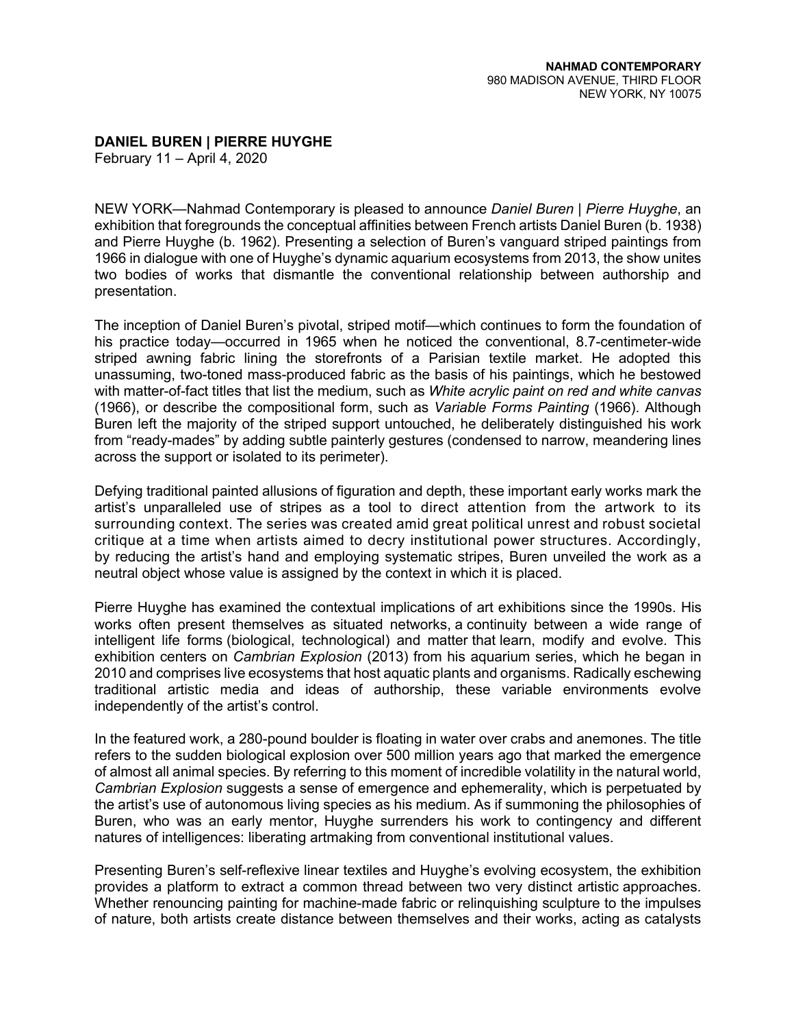**NAHMAD CONTEMPORARY**
980 MADISON AVENUE, THIRD FLOOR
NEW YORK, NY 10075

**DANIEL BUREN | PIERRE HUYGHE**
February 11 – April 4, 2020

NEW YORK—Nahmad Contemporary is pleased to announce *Daniel Buren | Pierre Huyghe*, an exhibition that foregrounds the conceptual affinities between French artists Daniel Buren (b. 1938) and Pierre Huyghe (b. 1962). Presenting a selection of Buren's vanguard striped paintings from 1966 in dialogue with one of Huyghe's dynamic aquarium ecosystems from 2013, the show unites two bodies of works that dismantle the conventional relationship between authorship and presentation.

The inception of Daniel Buren's pivotal, striped motif—which continues to form the foundation of his practice today—occurred in 1965 when he noticed the conventional, 8.7-centimeter-wide striped awning fabric lining the storefronts of a Parisian textile market. He adopted this unassuming, two-toned mass-produced fabric as the basis of his paintings, which he bestowed with matter-of-fact titles that list the medium, such as *White acrylic paint on red and white canvas* (1966), or describe the compositional form, such as *Variable Forms Painting* (1966). Although Buren left the majority of the striped support untouched, he deliberately distinguished his work from "ready-mades" by adding subtle painterly gestures (condensed to narrow, meandering lines across the support or isolated to its perimeter).

Defying traditional painted allusions of figuration and depth, these important early works mark the artist's unparalleled use of stripes as a tool to direct attention from the artwork to its surrounding context. The series was created amid great political unrest and robust societal critique at a time when artists aimed to decry institutional power structures. Accordingly, by reducing the artist's hand and employing systematic stripes, Buren unveiled the work as a neutral object whose value is assigned by the context in which it is placed.

Pierre Huyghe has examined the contextual implications of art exhibitions since the 1990s. His works often present themselves as situated networks, a continuity between a wide range of intelligent life forms (biological, technological) and matter that learn, modify and evolve. This exhibition centers on *Cambrian Explosion* (2013) from his aquarium series, which he began in 2010 and comprises live ecosystems that host aquatic plants and organisms. Radically eschewing traditional artistic media and ideas of authorship, these variable environments evolve independently of the artist's control.

In the featured work, a 280-pound boulder is floating in water over crabs and anemones. The title refers to the sudden biological explosion over 500 million years ago that marked the emergence of almost all animal species. By referring to this moment of incredible volatility in the natural world, *Cambrian Explosion* suggests a sense of emergence and ephemerality, which is perpetuated by the artist's use of autonomous living species as his medium. As if summoning the philosophies of Buren, who was an early mentor, Huyghe surrenders his work to contingency and different natures of intelligences: liberating artmaking from conventional institutional values.

Presenting Buren's self-reflexive linear textiles and Huyghe's evolving ecosystem, the exhibition provides a platform to extract a common thread between two very distinct artistic approaches. Whether renouncing painting for machine-made fabric or relinquishing sculpture to the impulses of nature, both artists create distance between themselves and their works, acting as catalysts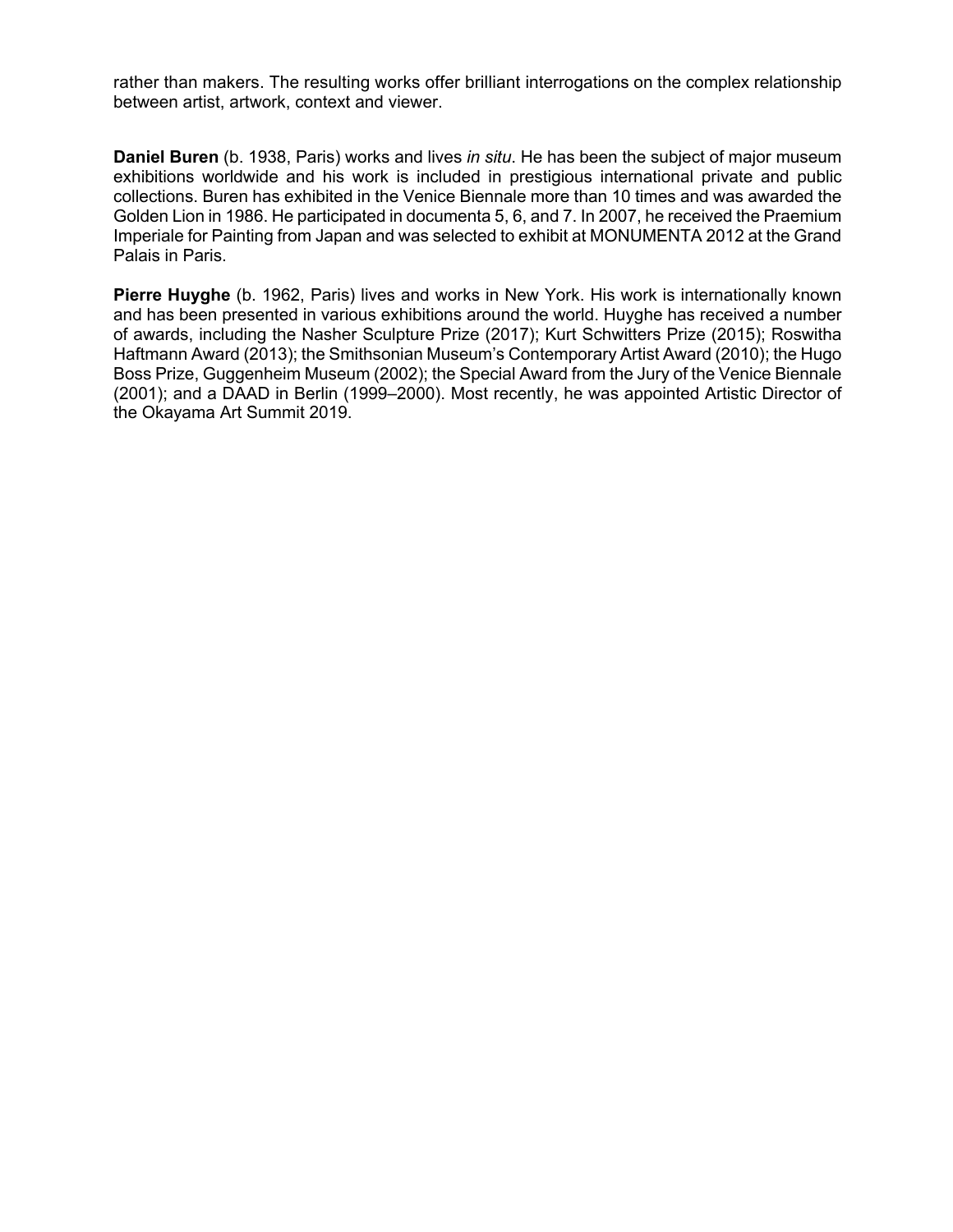rather than makers. The resulting works offer brilliant interrogations on the complex relationship between artist, artwork, context and viewer.

**Daniel Buren** (b. 1938, Paris) works and lives *in situ*. He has been the subject of major museum exhibitions worldwide and his work is included in prestigious international private and public collections. Buren has exhibited in the Venice Biennale more than 10 times and was awarded the Golden Lion in 1986. He participated in documenta 5, 6, and 7. In 2007, he received the Praemium Imperiale for Painting from Japan and was selected to exhibit at MONUMENTA 2012 at the Grand Palais in Paris.

**Pierre Huyghe** (b. 1962, Paris) lives and works in New York. His work is internationally known and has been presented in various exhibitions around the world. Huyghe has received a number of awards, including the Nasher Sculpture Prize (2017); Kurt Schwitters Prize (2015); Roswitha Haftmann Award (2013); the Smithsonian Museum's Contemporary Artist Award (2010); the Hugo Boss Prize, Guggenheim Museum (2002); the Special Award from the Jury of the Venice Biennale (2001); and a DAAD in Berlin (1999–2000). Most recently, he was appointed Artistic Director of the Okayama Art Summit 2019.